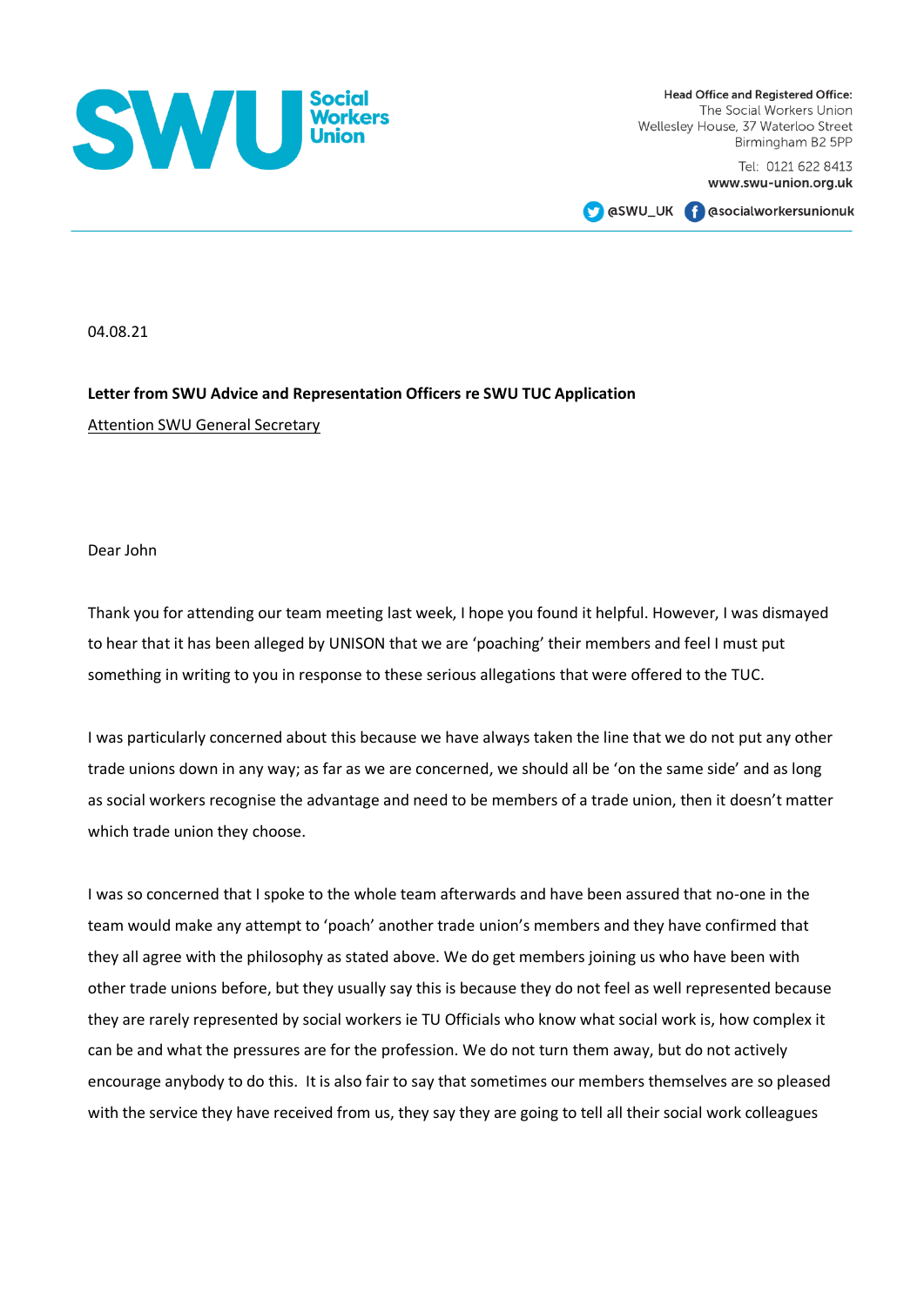**Social Workers Union**

**Head Office and Registered Office:**
The Social Workers Union
Wellesley House, 37 Waterloo Street
Birmingham B2 5PP

Tel: 0121 622 8413
**www.swu-union.org.uk**

@SWU_UK @socialworkersunionuk

04.08.21

**Letter from SWU Advice and Representation Officers re SWU TUC Application**

Attention SWU General Secretary

Dear John

Thank you for attending our team meeting last week, I hope you found it helpful. However, I was dismayed to hear that it has been alleged by UNISON that we are 'poaching' their members and feel I must put something in writing to you in response to these serious allegations that were offered to the TUC.

I was particularly concerned about this because we have always taken the line that we do not put any other trade unions down in any way; as far as we are concerned, we should all be 'on the same side' and as long as social workers recognise the advantage and need to be members of a trade union, then it doesn't matter which trade union they choose.

I was so concerned that I spoke to the whole team afterwards and have been assured that no-one in the team would make any attempt to 'poach' another trade union's members and they have confirmed that they all agree with the philosophy as stated above. We do get members joining us who have been with other trade unions before, but they usually say this is because they do not feel as well represented because they are rarely represented by social workers ie TU Officials who know what social work is, how complex it can be and what the pressures are for the profession. We do not turn them away, but do not actively encourage anybody to do this. It is also fair to say that sometimes our members themselves are so pleased with the service they have received from us, they say they are going to tell all their social work colleagues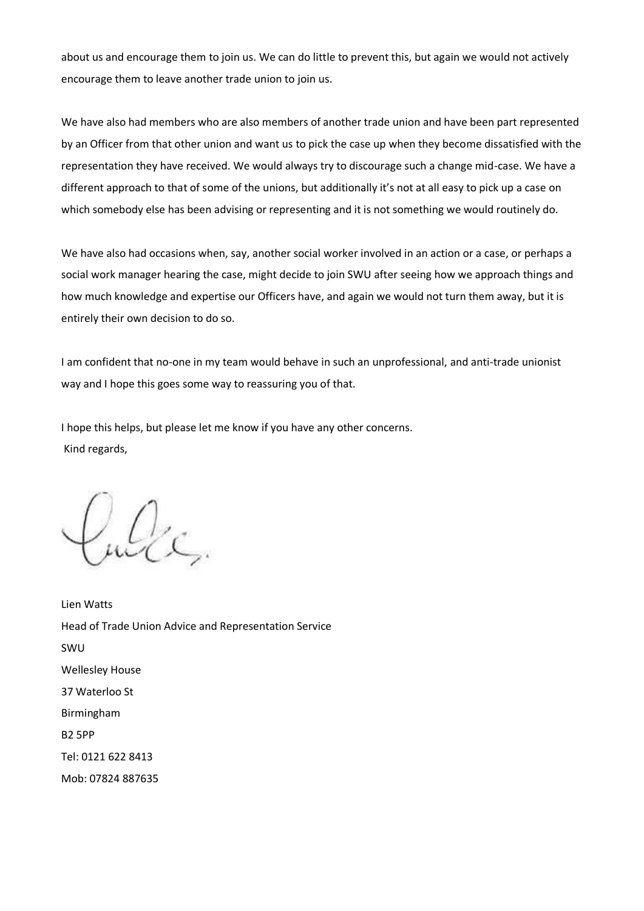about us and encourage them to join us. We can do little to prevent this, but again we would not actively encourage them to leave another trade union to join us.

We have also had members who are also members of another trade union and have been part represented by an Officer from that other union and want us to pick the case up when they become dissatisfied with the representation they have received. We would always try to discourage such a change mid-case. We have a different approach to that of some of the unions, but additionally it's not at all easy to pick up a case on which somebody else has been advising or representing and it is not something we would routinely do.

We have also had occasions when, say, another social worker involved in an action or a case, or perhaps a social work manager hearing the case, might decide to join SWU after seeing how we approach things and how much knowledge and expertise our Officers have, and again we would not turn them away, but it is entirely their own decision to do so.

I am confident that no-one in my team would behave in such an unprofessional, and anti-trade unionist way and I hope this goes some way to reassuring you of that.

I hope this helps, but please let me know if you have any other concerns.

Kind regards,

Lien Watts
Head of Trade Union Advice and Representation Service
SWU
Wellesley House
37 Waterloo St
Birmingham
B2 5PP
Tel: 0121 622 8413
Mob: 07824 887635